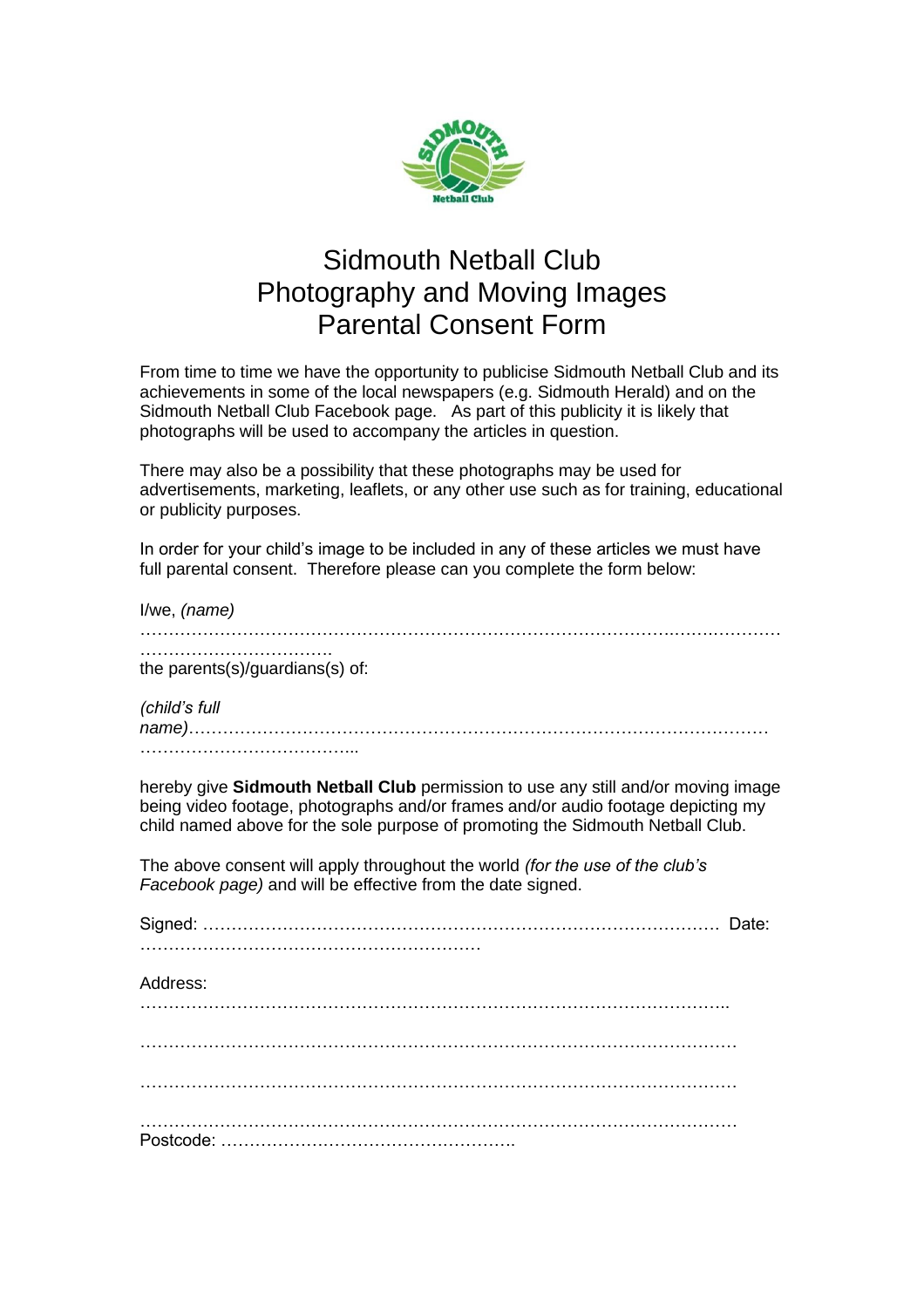# Sidmouth Netball Club
# Photography and Moving Images
# Parental Consent Form

From time to time we have the opportunity to publicise Sidmouth Netball Club and its achievements in some of the local newspapers (e.g. Sidmouth Herald) and on the Sidmouth Netball Club Facebook page. As part of this publicity it is likely that photographs will be used to accompany the articles in question.

There may also be a possibility that these photographs may be used for advertisements, marketing, leaflets, or any other use such as for training, educational or publicity purposes.

In order for your child's image to be included in any of these articles we must have full parental consent. Therefore please can you complete the form below:

I/we, *(name)* ……………………………………………………………………………………………………………………………………………….

the parents(s)/guardians(s) of:

*(child's full name)*…………………………………………………………………………………………………………………………………...

hereby give **Sidmouth Netball Club** permission to use any still and/or moving image being video footage, photographs and/or frames and/or audio footage depicting my child named above for the sole purpose of promoting the Sidmouth Netball Club.

The above consent will apply throughout the world *(for the use of the club's Facebook page)* and will be effective from the date signed.

Signed: ………………………………………………………………………………… Date: …………………………………………………

Address: ………………………………………………………………………………………..

…………………………………………………………………………………………………

…………………………………………………………………………………………………

…………………………………………………………………………………………………

Postcode: …………………………………………….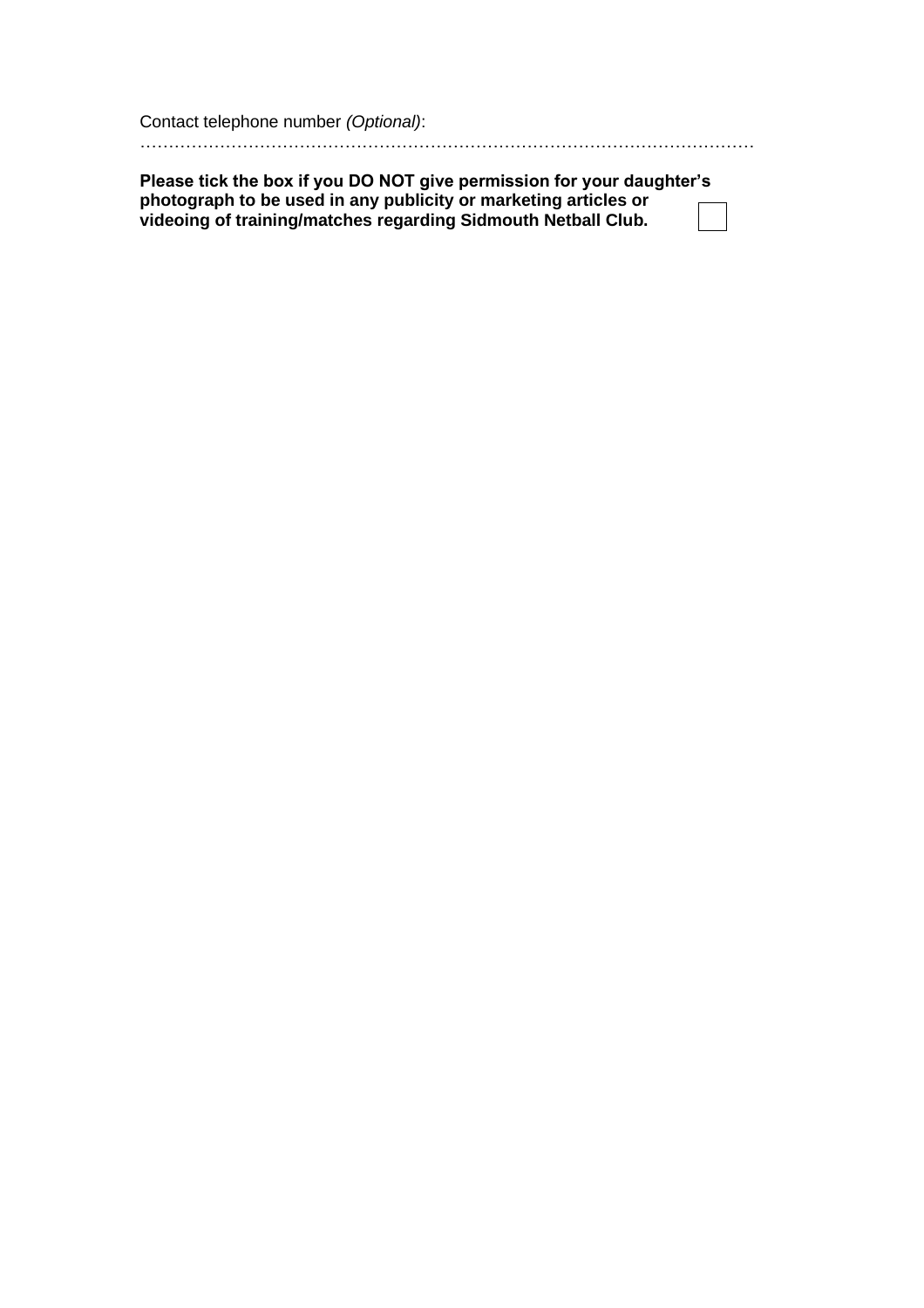Contact telephone number *(Optional)*:
………………………………………………………………………………………………

**Please tick the box if you DO NOT give permission for your daughter's photograph to be used in any publicity or marketing articles or videoing of training/matches regarding Sidmouth Netball Club.** ☐